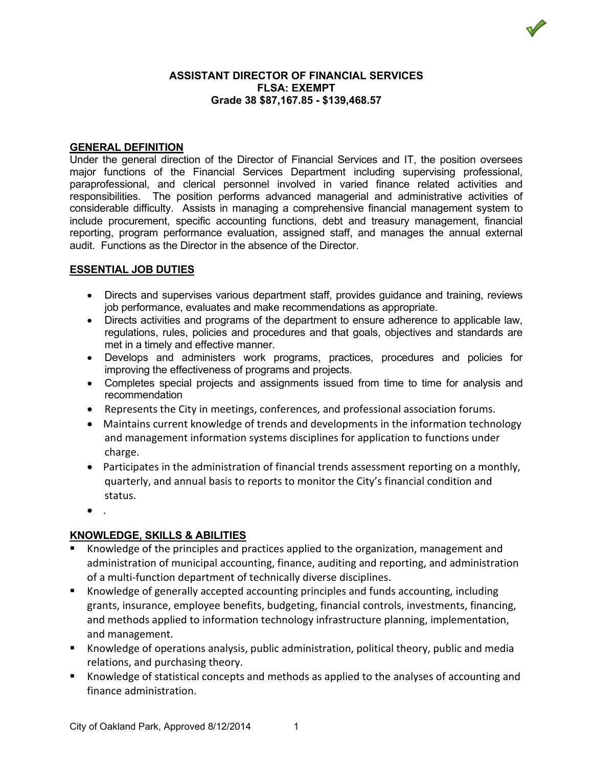**ASSISTANT DIRECTOR OF FINANCIAL SERVICES**
**FLSA: EXEMPT**
**Grade 38 $87,167.85 - $139,468.57**

## GENERAL DEFINITION

Under the general direction of the Director of Financial Services and IT, the position oversees major functions of the Financial Services Department including supervising professional, paraprofessional, and clerical personnel involved in varied finance related activities and responsibilities. The position performs advanced managerial and administrative activities of considerable difficulty. Assists in managing a comprehensive financial management system to include procurement, specific accounting functions, debt and treasury management, financial reporting, program performance evaluation, assigned staff, and manages the annual external audit. Functions as the Director in the absence of the Director.

## ESSENTIAL JOB DUTIES

- Directs and supervises various department staff, provides guidance and training, reviews job performance, evaluates and make recommendations as appropriate.
- Directs activities and programs of the department to ensure adherence to applicable law, regulations, rules, policies and procedures and that goals, objectives and standards are met in a timely and effective manner.
- Develops and administers work programs, practices, procedures and policies for improving the effectiveness of programs and projects.
- Completes special projects and assignments issued from time to time for analysis and recommendation
- Represents the City in meetings, conferences, and professional association forums.
- Maintains current knowledge of trends and developments in the information technology and management information systems disciplines for application to functions under charge.
- Participates in the administration of financial trends assessment reporting on a monthly, quarterly, and annual basis to reports to monitor the City's financial condition and status.
- .

## KNOWLEDGE, SKILLS & ABILITIES

- Knowledge of the principles and practices applied to the organization, management and administration of municipal accounting, finance, auditing and reporting, and administration of a multi-function department of technically diverse disciplines.
- Knowledge of generally accepted accounting principles and funds accounting, including grants, insurance, employee benefits, budgeting, financial controls, investments, financing, and methods applied to information technology infrastructure planning, implementation, and management.
- Knowledge of operations analysis, public administration, political theory, public and media relations, and purchasing theory.
- Knowledge of statistical concepts and methods as applied to the analyses of accounting and finance administration.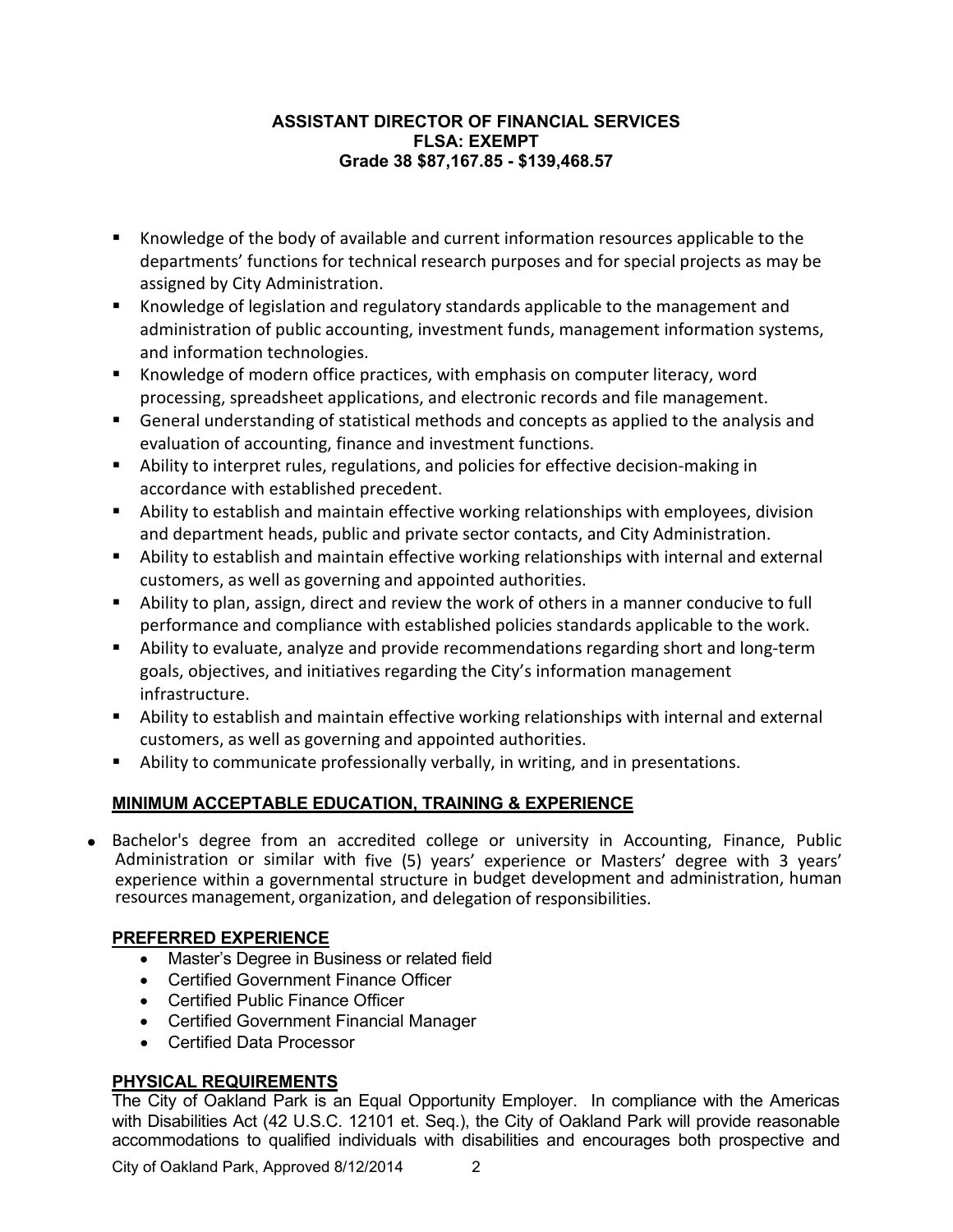**ASSISTANT DIRECTOR OF FINANCIAL SERVICES**
**FLSA: EXEMPT**
**Grade 38 $87,167.85 - $139,468.57**

- Knowledge of the body of available and current information resources applicable to the departments' functions for technical research purposes and for special projects as may be assigned by City Administration.
- Knowledge of legislation and regulatory standards applicable to the management and administration of public accounting, investment funds, management information systems, and information technologies.
- Knowledge of modern office practices, with emphasis on computer literacy, word processing, spreadsheet applications, and electronic records and file management.
- General understanding of statistical methods and concepts as applied to the analysis and evaluation of accounting, finance and investment functions.
- Ability to interpret rules, regulations, and policies for effective decision-making in accordance with established precedent.
- Ability to establish and maintain effective working relationships with employees, division and department heads, public and private sector contacts, and City Administration.
- Ability to establish and maintain effective working relationships with internal and external customers, as well as governing and appointed authorities.
- Ability to plan, assign, direct and review the work of others in a manner conducive to full performance and compliance with established policies standards applicable to the work.
- Ability to evaluate, analyze and provide recommendations regarding short and long-term goals, objectives, and initiatives regarding the City's information management infrastructure.
- Ability to establish and maintain effective working relationships with internal and external customers, as well as governing and appointed authorities.
- Ability to communicate professionally verbally, in writing, and in presentations.

## MINIMUM ACCEPTABLE EDUCATION, TRAINING & EXPERIENCE

- Bachelor's degree from an accredited college or university in Accounting, Finance, Public Administration or similar with five (5) years' experience or Masters' degree with 3 years' experience within a governmental structure in budget development and administration, human resources management, organization, and delegation of responsibilities.

### PREFERRED EXPERIENCE

- Master's Degree in Business or related field
- Certified Government Finance Officer
- Certified Public Finance Officer
- Certified Government Financial Manager
- Certified Data Processor

### PHYSICAL REQUIREMENTS

The City of Oakland Park is an Equal Opportunity Employer. In compliance with the Americas with Disabilities Act (42 U.S.C. 12101 et. Seq.), the City of Oakland Park will provide reasonable accommodations to qualified individuals with disabilities and encourages both prospective and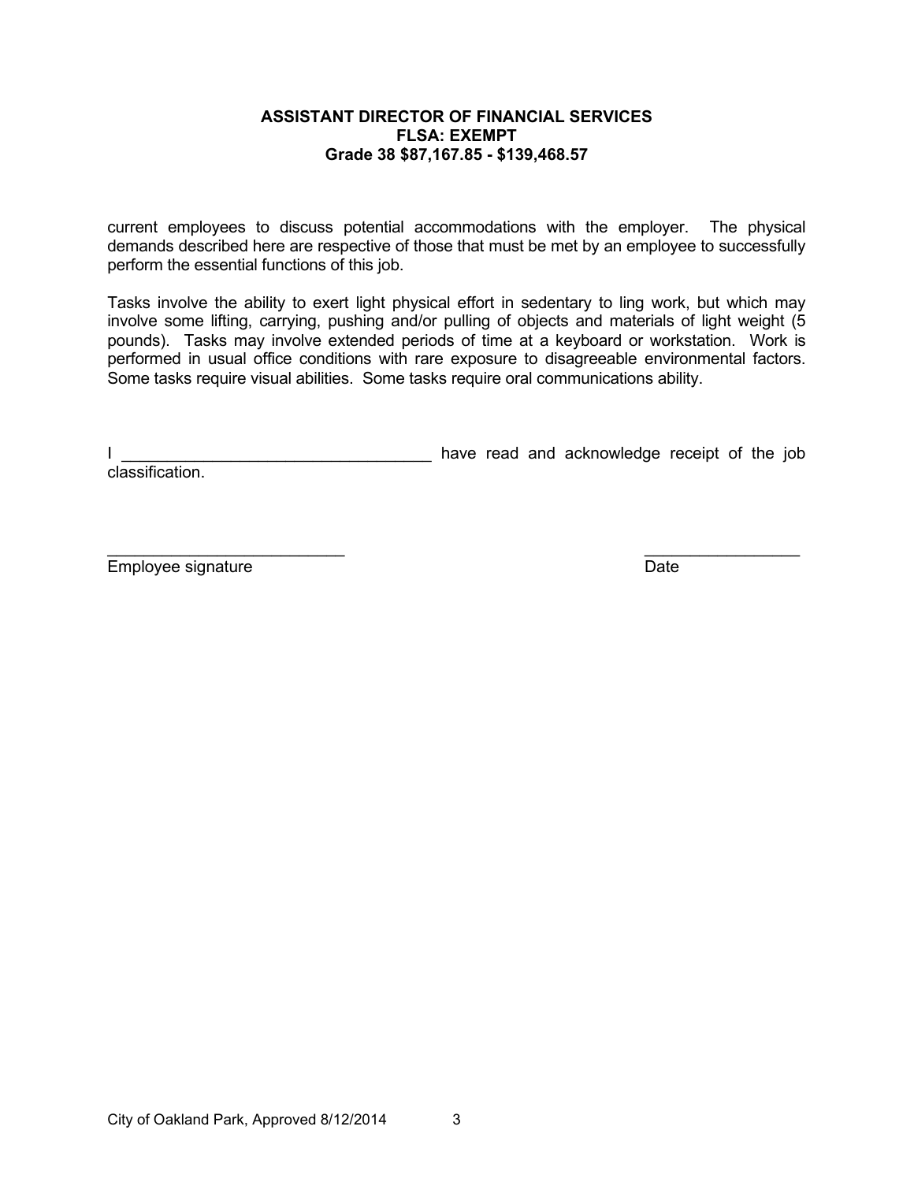**ASSISTANT DIRECTOR OF FINANCIAL SERVICES**
**FLSA: EXEMPT**
**Grade 38 $87,167.85 - $139,468.57**

current employees to discuss potential accommodations with the employer. The physical demands described here are respective of those that must be met by an employee to successfully perform the essential functions of this job.

Tasks involve the ability to exert light physical effort in sedentary to ling work, but which may involve some lifting, carrying, pushing and/or pulling of objects and materials of light weight (5 pounds). Tasks may involve extended periods of time at a keyboard or workstation. Work is performed in usual office conditions with rare exposure to disagreeable environmental factors. Some tasks require visual abilities. Some tasks require oral communications ability.

I __________________________________ have read and acknowledge receipt of the job classification.

__________________________ &nbsp;&nbsp;&nbsp;&nbsp;&nbsp;&nbsp;&nbsp;&nbsp;&nbsp;&nbsp;&nbsp;&nbsp;&nbsp;&nbsp;&nbsp;&nbsp; _________________

Employee signature &nbsp;&nbsp;&nbsp;&nbsp;&nbsp;&nbsp;&nbsp;&nbsp;&nbsp;&nbsp;&nbsp;&nbsp;&nbsp;&nbsp;&nbsp;&nbsp;&nbsp;&nbsp;&nbsp;&nbsp;&nbsp;&nbsp;&nbsp;&nbsp;&nbsp;&nbsp;&nbsp;&nbsp;&nbsp;&nbsp;&nbsp;&nbsp; Date

City of Oakland Park, Approved 8/12/2014